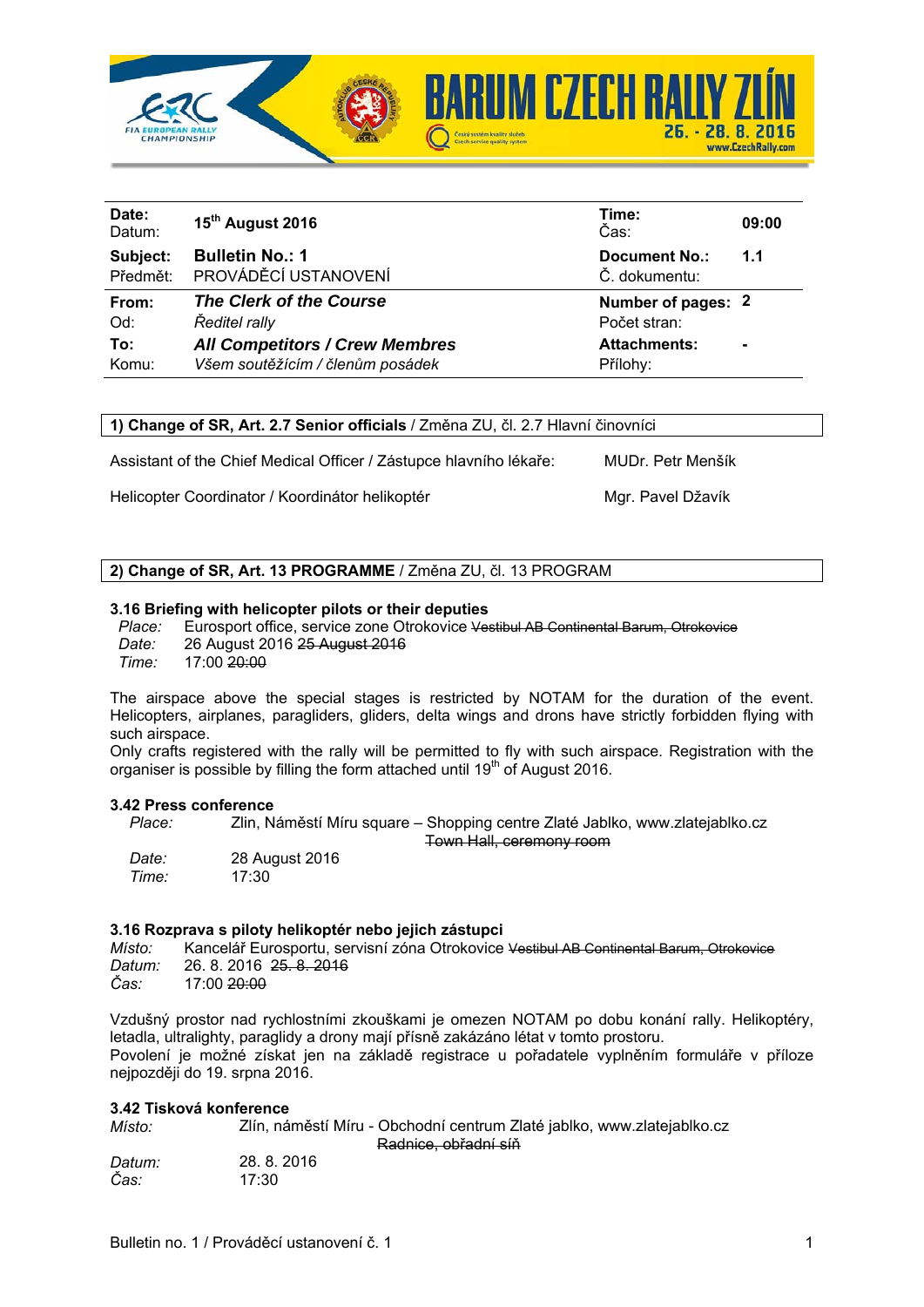BARUM CZECH RALLY ZLÍN

26. - 28. 8. 2016

www.CzechRally.com

| | | | |
|---|---|---|---|
| **Date:** Datum: | **15th August 2016** | **Time:** Čas: | **09:00** |
| **Subject:** Předmět: | **Bulletin No.: 1** PROVÁDĚCÍ USTANOVENÍ | **Document No.:** Č. dokumentu: | **1.1** |
| **From:** Od: | ***The Clerk of the Course*** *Ředitel rally* | **Number of pages:** Počet stran: | **2** |
| **To:** Komu: | ***All Competitors / Crew Membres*** *Všem soutěžícím / členům posádek* | **Attachments:** Přílohy: | **-** |

**1) Change of SR, Art. 2.7 Senior officials** / Změna ZU, čl. 2.7 Hlavní činovníci

Assistant of the Chief Medical Officer / Zástupce hlavního lékaře: MUDr. Petr Menšík

Helicopter Coordinator / Koordinátor helikoptér Mgr. Pavel Džavík

**2) Change of SR, Art. 13 PROGRAMME** / Změna ZU, čl. 13 PROGRAM

**3.16 Briefing with helicopter pilots or their deputies**

*Place:* Eurosport office, service zone Otrokovice ~~Vestibul AB Continental Barum, Otrokovice~~
*Date:* 26 August 2016 ~~25 August 2016~~
*Time:* 17:00 ~~20:00~~

The airspace above the special stages is restricted by NOTAM for the duration of the event. Helicopters, airplanes, paragliders, gliders, delta wings and drons have strictly forbidden flying with such airspace.
Only crafts registered with the rally will be permitted to fly with such airspace. Registration with the organiser is possible by filling the form attached until 19th of August 2016.

**3.42 Press conference**

*Place:* Zlin, Náměstí Míru square – Shopping centre Zlaté Jablko, www.zlatejablko.cz ~~Town Hall, ceremony room~~
*Date:* 28 August 2016
*Time:* 17:30

**3.16 Rozprava s piloty helikoptér nebo jejich zástupci**

*Místo:* Kancelář Eurosportu, servisní zóna Otrokovice ~~Vestibul AB Continental Barum, Otrokovice~~
*Datum:* 26. 8. 2016 ~~25. 8. 2016~~
*Čas:* 17:00 ~~20:00~~

Vzdušný prostor nad rychlostními zkouškami je omezen NOTAM po dobu konání rally. Helikoptéry, letadla, ultralighty, paraglidy a drony mají přísně zakázáno létat v tomto prostoru.
Povolení je možné získat jen na základě registrace u pořadatele vyplněním formuláře v příloze nejpozději do 19. srpna 2016.

**3.42 Tisková konference**

*Místo:* Zlín, náměstí Míru - Obchodní centrum Zlaté jablko, www.zlatejablko.cz ~~Radnice, obřadní síň~~
*Datum:* 28. 8. 2016
*Čas:* 17:30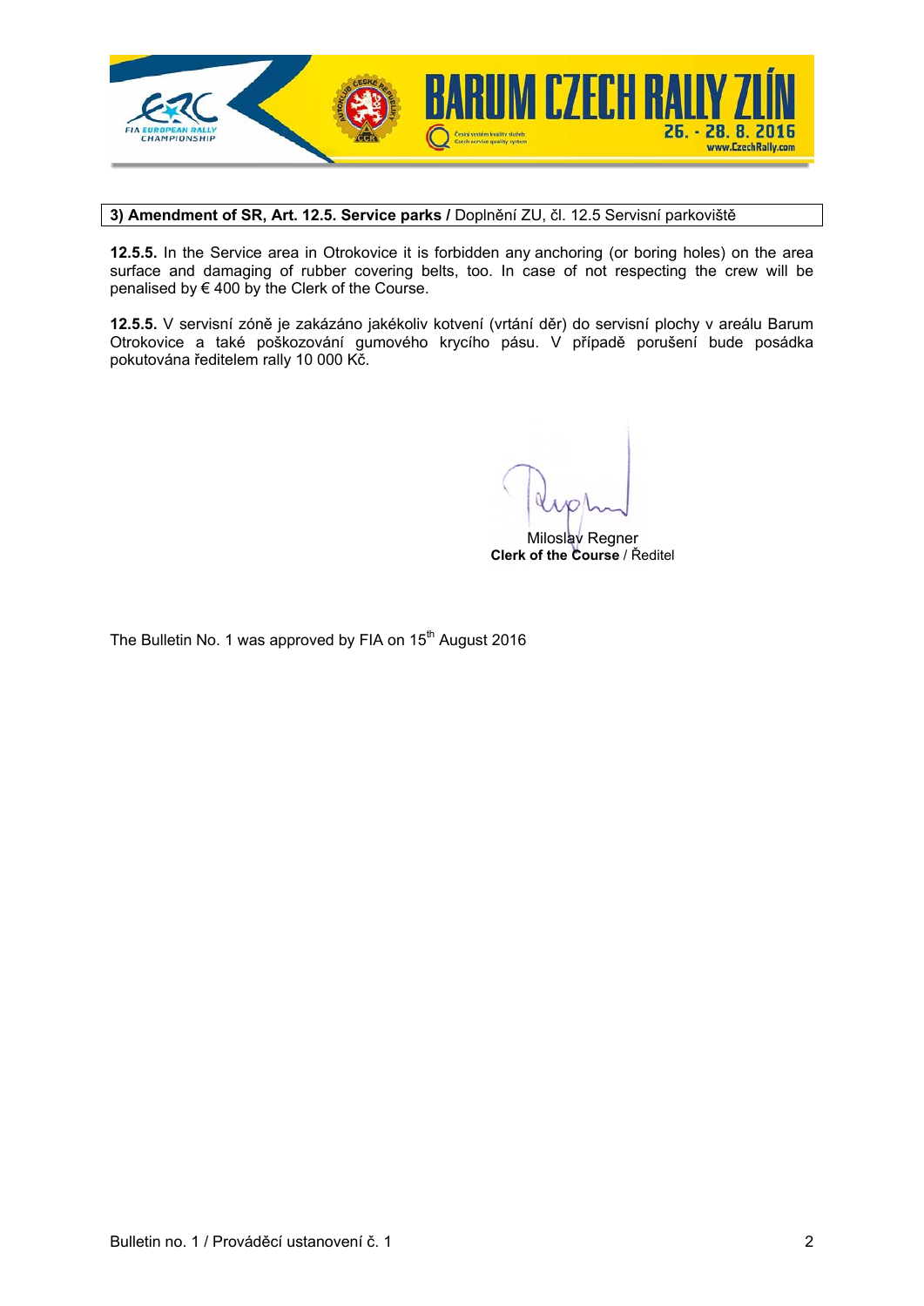**3) Amendment of SR, Art. 12.5. Service parks /** Doplnění ZU, čl. 12.5 Servisní parkoviště

**12.5.5.** In the Service area in Otrokovice it is forbidden any anchoring (or boring holes) on the area surface and damaging of rubber covering belts, too. In case of not respecting the crew will be penalised by € 400 by the Clerk of the Course.

**12.5.5.** V servisní zóně je zakázáno jakékoliv kotvení (vrtání děr) do servisní plochy v areálu Barum Otrokovice a také poškozování gumového krycího pásu. V případě porušení bude posádka pokutována ředitelem rally 10 000 Kč.

Miloslav Regner
**Clerk of the Course** / Ředitel

The Bulletin No. 1 was approved by FIA on 15th August 2016